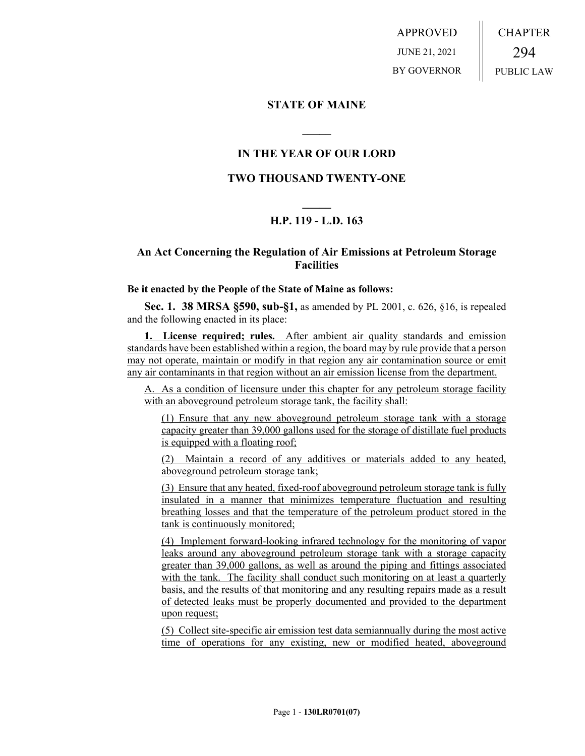APPROVED

JUNE 21, 2021

BY GOVERNOR

CHAPTER

294

PUBLIC LAW

## STATE OF MAINE

## IN THE YEAR OF OUR LORD

## TWO THOUSAND TWENTY-ONE

## H.P. 119 - L.D. 163

### An Act Concerning the Regulation of Air Emissions at Petroleum Storage Facilities

**Be it enacted by the People of the State of Maine as follows:**

**Sec. 1. 38 MRSA §590, sub-§1,** as amended by PL 2001, c. 626, §16, is repealed and the following enacted in its place:

**1. License required; rules.** After ambient air quality standards and emission standards have been established within a region, the board may by rule provide that a person may not operate, maintain or modify in that region any air contamination source or emit any air contaminants in that region without an air emission license from the department.

A. As a condition of licensure under this chapter for any petroleum storage facility with an aboveground petroleum storage tank, the facility shall:

(1) Ensure that any new aboveground petroleum storage tank with a storage capacity greater than 39,000 gallons used for the storage of distillate fuel products is equipped with a floating roof;

(2) Maintain a record of any additives or materials added to any heated, aboveground petroleum storage tank;

(3) Ensure that any heated, fixed-roof aboveground petroleum storage tank is fully insulated in a manner that minimizes temperature fluctuation and resulting breathing losses and that the temperature of the petroleum product stored in the tank is continuously monitored;

(4) Implement forward-looking infrared technology for the monitoring of vapor leaks around any aboveground petroleum storage tank with a storage capacity greater than 39,000 gallons, as well as around the piping and fittings associated with the tank. The facility shall conduct such monitoring on at least a quarterly basis, and the results of that monitoring and any resulting repairs made as a result of detected leaks must be properly documented and provided to the department upon request;

(5) Collect site-specific air emission test data semiannually during the most active time of operations for any existing, new or modified heated, aboveground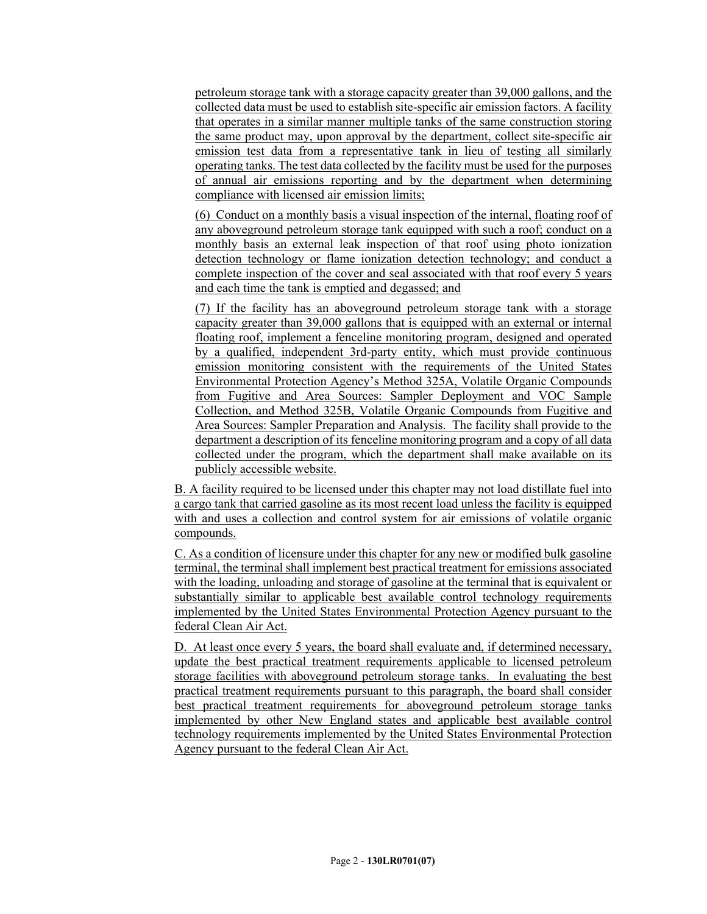petroleum storage tank with a storage capacity greater than 39,000 gallons, and the collected data must be used to establish site-specific air emission factors. A facility that operates in a similar manner multiple tanks of the same construction storing the same product may, upon approval by the department, collect site-specific air emission test data from a representative tank in lieu of testing all similarly operating tanks. The test data collected by the facility must be used for the purposes of annual air emissions reporting and by the department when determining compliance with licensed air emission limits;

(6) Conduct on a monthly basis a visual inspection of the internal, floating roof of any aboveground petroleum storage tank equipped with such a roof; conduct on a monthly basis an external leak inspection of that roof using photo ionization detection technology or flame ionization detection technology; and conduct a complete inspection of the cover and seal associated with that roof every 5 years and each time the tank is emptied and degassed; and

(7) If the facility has an aboveground petroleum storage tank with a storage capacity greater than 39,000 gallons that is equipped with an external or internal floating roof, implement a fenceline monitoring program, designed and operated by a qualified, independent 3rd-party entity, which must provide continuous emission monitoring consistent with the requirements of the United States Environmental Protection Agency's Method 325A, Volatile Organic Compounds from Fugitive and Area Sources: Sampler Deployment and VOC Sample Collection, and Method 325B, Volatile Organic Compounds from Fugitive and Area Sources: Sampler Preparation and Analysis. The facility shall provide to the department a description of its fenceline monitoring program and a copy of all data collected under the program, which the department shall make available on its publicly accessible website.

B. A facility required to be licensed under this chapter may not load distillate fuel into a cargo tank that carried gasoline as its most recent load unless the facility is equipped with and uses a collection and control system for air emissions of volatile organic compounds.

C. As a condition of licensure under this chapter for any new or modified bulk gasoline terminal, the terminal shall implement best practical treatment for emissions associated with the loading, unloading and storage of gasoline at the terminal that is equivalent or substantially similar to applicable best available control technology requirements implemented by the United States Environmental Protection Agency pursuant to the federal Clean Air Act.

D. At least once every 5 years, the board shall evaluate and, if determined necessary, update the best practical treatment requirements applicable to licensed petroleum storage facilities with aboveground petroleum storage tanks. In evaluating the best practical treatment requirements pursuant to this paragraph, the board shall consider best practical treatment requirements for aboveground petroleum storage tanks implemented by other New England states and applicable best available control technology requirements implemented by the United States Environmental Protection Agency pursuant to the federal Clean Air Act.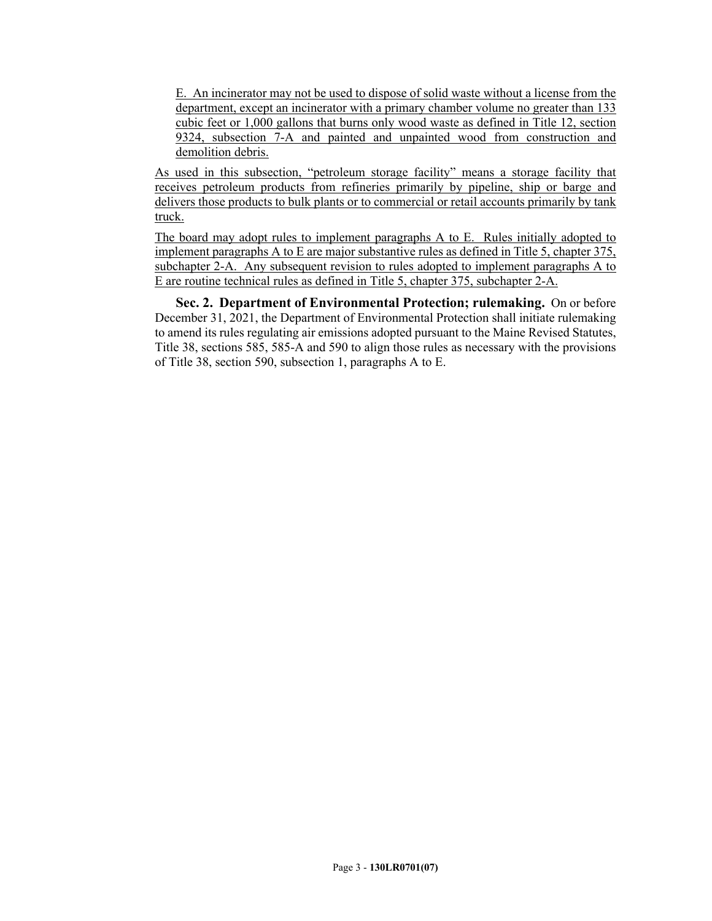E. An incinerator may not be used to dispose of solid waste without a license from the department, except an incinerator with a primary chamber volume no greater than 133 cubic feet or 1,000 gallons that burns only wood waste as defined in Title 12, section 9324, subsection 7-A and painted and unpainted wood from construction and demolition debris.

As used in this subsection, "petroleum storage facility" means a storage facility that receives petroleum products from refineries primarily by pipeline, ship or barge and delivers those products to bulk plants or to commercial or retail accounts primarily by tank truck.

The board may adopt rules to implement paragraphs A to E. Rules initially adopted to implement paragraphs A to E are major substantive rules as defined in Title 5, chapter 375, subchapter 2-A. Any subsequent revision to rules adopted to implement paragraphs A to E are routine technical rules as defined in Title 5, chapter 375, subchapter 2-A.

**Sec. 2. Department of Environmental Protection; rulemaking.** On or before December 31, 2021, the Department of Environmental Protection shall initiate rulemaking to amend its rules regulating air emissions adopted pursuant to the Maine Revised Statutes, Title 38, sections 585, 585-A and 590 to align those rules as necessary with the provisions of Title 38, section 590, subsection 1, paragraphs A to E.